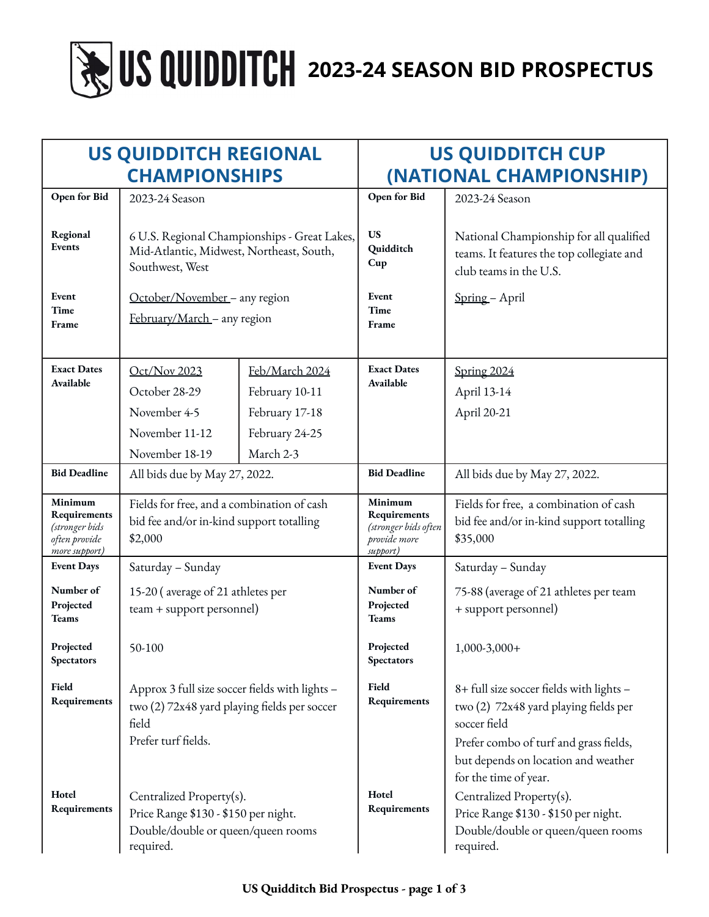# US QUIDDITCH 2023-24 SEASON BID PROSPECTUS

| US QUIDDITCH REGIONAL CHAMPIONSHIPS | | | US QUIDDITCH CUP (NATIONAL CHAMPIONSHIP) | |
|---|---|---|---|---|
| **Open for Bid** | 2023-24 Season | | **Open for Bid** | 2023-24 Season |
| **Regional Events** | 6 U.S. Regional Championships - Great Lakes, Mid-Atlantic, Midwest, Northeast, South, Southwest, West | | **US Quidditch Cup** | National Championship for all qualified teams. It features the top collegiate and club teams in the U.S. |
| **Event Time Frame** | October/November – any region<br>February/March – any region | | **Event Time Frame** | Spring – April |
| **Exact Dates Available** | Oct/Nov 2023<br>October 28-29<br>November 4-5<br>November 11-12<br>November 18-19 | Feb/March 2024<br>February 10-11<br>February 17-18<br>February 24-25<br>March 2-3 | **Exact Dates Available** | Spring 2024<br>April 13-14<br>April 20-21 |
| **Bid Deadline** | All bids due by May 27, 2022. | | **Bid Deadline** | All bids due by May 27, 2022. |
| **Minimum Requirements** *(stronger bids often provide more support)* | Fields for free, and a combination of cash bid fee and/or in-kind support totalling $2,000 | | **Minimum Requirements** *(stronger bids often provide more support)* | Fields for free, a combination of cash bid fee and/or in-kind support totalling $35,000 |
| **Event Days** | Saturday – Sunday | | **Event Days** | Saturday – Sunday |
| **Number of Projected Teams** | 15-20 ( average of 21 athletes per team + support personnel) | | **Number of Projected Teams** | 75-88 (average of 21 athletes per team + support personnel) |
| **Projected Spectators** | 50-100 | | **Projected Spectators** | 1,000-3,000+ |
| **Field Requirements** | Approx 3 full size soccer fields with lights – two (2) 72x48 yard playing fields per soccer field<br>Prefer turf fields. | | **Field Requirements** | 8+ full size soccer fields with lights – two (2) 72x48 yard playing fields per soccer field<br>Prefer combo of turf and grass fields, but depends on location and weather for the time of year. |
| **Hotel Requirements** | Centralized Property(s).<br>Price Range $130 - $150 per night.<br>Double/double or queen/queen rooms required. | | **Hotel Requirements** | Centralized Property(s).<br>Price Range $130 - $150 per night.<br>Double/double or queen/queen rooms required. |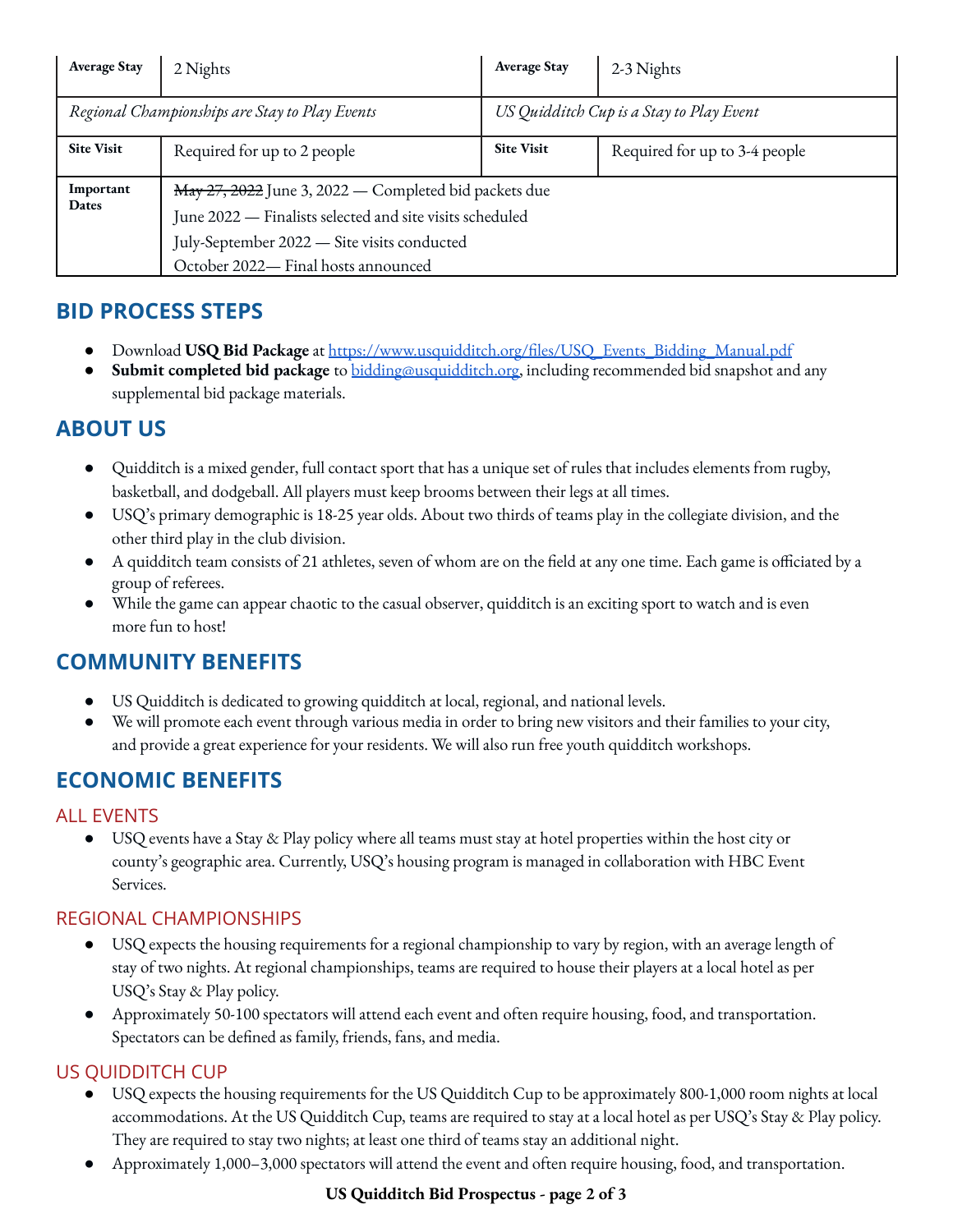| Average Stay | 2 Nights | Average Stay | 2-3 Nights |
|---|---|---|---|
| *Regional Championships are Stay to Play Events* | | *US Quidditch Cup is a Stay to Play Event* | |
| Site Visit | Required for up to 2 people | Site Visit | Required for up to 3-4 people |
| Important Dates | ~~May 27, 2022~~ June 3, 2022 — Completed bid packets due<br>June 2022 — Finalists selected and site visits scheduled<br>July-September 2022 — Site visits conducted<br>October 2022— Final hosts announced | | |

## BID PROCESS STEPS

- Download **USQ Bid Package** at https://www.usquidditch.org/files/USQ_Events_Bidding_Manual.pdf
- **Submit completed bid package** to bidding@usquidditch.org, including recommended bid snapshot and any supplemental bid package materials.

## ABOUT US

- Quidditch is a mixed gender, full contact sport that has a unique set of rules that includes elements from rugby, basketball, and dodgeball. All players must keep brooms between their legs at all times.
- USQ's primary demographic is 18-25 year olds. About two thirds of teams play in the collegiate division, and the other third play in the club division.
- A quidditch team consists of 21 athletes, seven of whom are on the field at any one time. Each game is officiated by a group of referees.
- While the game can appear chaotic to the casual observer, quidditch is an exciting sport to watch and is even more fun to host!

## COMMUNITY BENEFITS

- US Quidditch is dedicated to growing quidditch at local, regional, and national levels.
- We will promote each event through various media in order to bring new visitors and their families to your city, and provide a great experience for your residents. We will also run free youth quidditch workshops.

## ECONOMIC BENEFITS

### ALL EVENTS

- USQ events have a Stay & Play policy where all teams must stay at hotel properties within the host city or county's geographic area. Currently, USQ's housing program is managed in collaboration with HBC Event Services.

### REGIONAL CHAMPIONSHIPS

- USQ expects the housing requirements for a regional championship to vary by region, with an average length of stay of two nights. At regional championships, teams are required to house their players at a local hotel as per USQ's Stay & Play policy.
- Approximately 50-100 spectators will attend each event and often require housing, food, and transportation. Spectators can be defined as family, friends, fans, and media.

### US QUIDDITCH CUP

- USQ expects the housing requirements for the US Quidditch Cup to be approximately 800-1,000 room nights at local accommodations. At the US Quidditch Cup, teams are required to stay at a local hotel as per USQ's Stay & Play policy. They are required to stay two nights; at least one third of teams stay an additional night.
- Approximately 1,000–3,000 spectators will attend the event and often require housing, food, and transportation.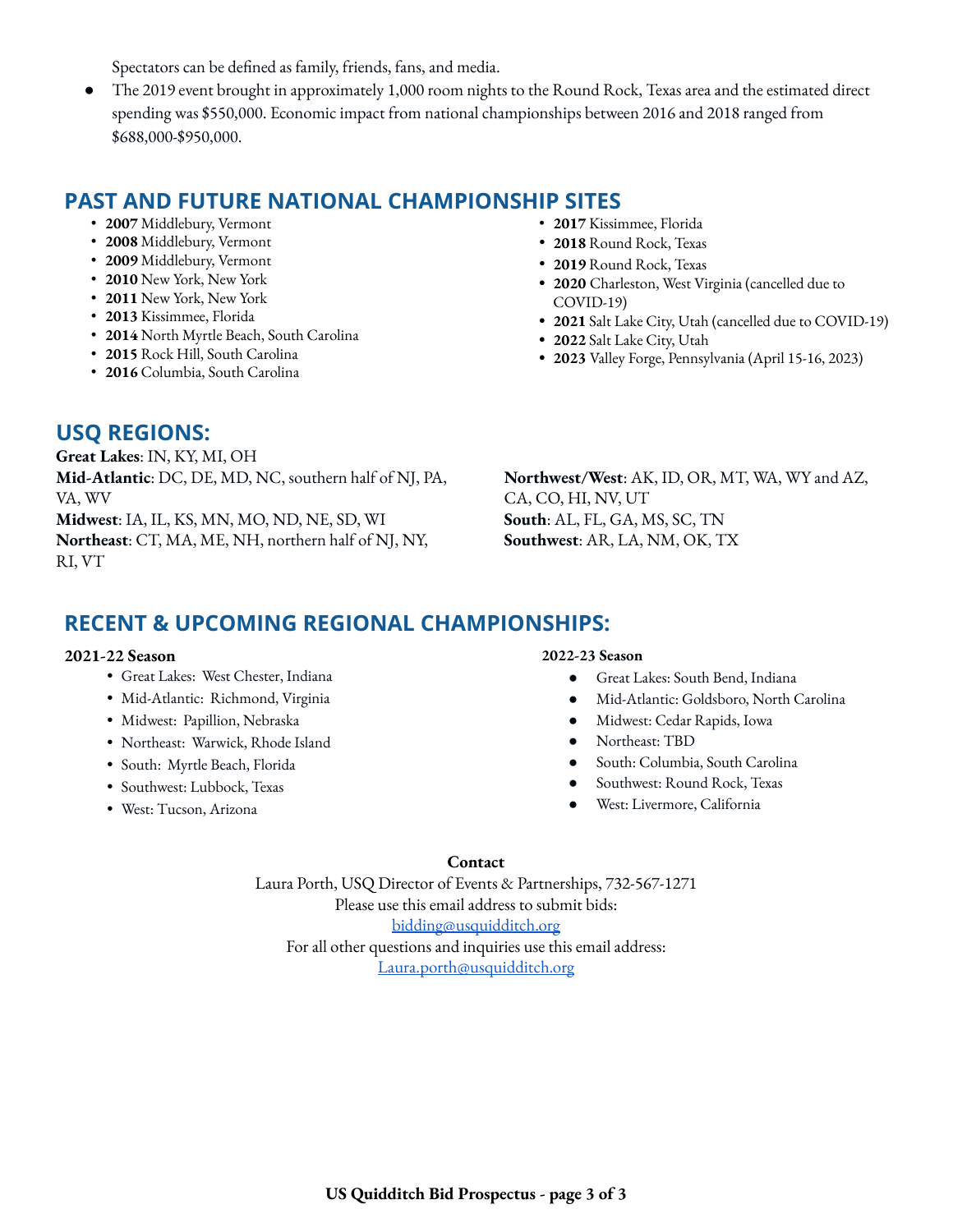Spectators can be defined as family, friends, fans, and media.

- The 2019 event brought in approximately 1,000 room nights to the Round Rock, Texas area and the estimated direct spending was $550,000. Economic impact from national championships between 2016 and 2018 ranged from $688,000-$950,000.

## PAST AND FUTURE NATIONAL CHAMPIONSHIP SITES

- **2007** Middlebury, Vermont
- **2008** Middlebury, Vermont
- **2009** Middlebury, Vermont
- **2010** New York, New York
- **2011** New York, New York
- **2013** Kissimmee, Florida
- **2014** North Myrtle Beach, South Carolina
- **2015** Rock Hill, South Carolina
- **2016** Columbia, South Carolina
- **2017** Kissimmee, Florida
- **2018** Round Rock, Texas
- **2019** Round Rock, Texas
- **2020** Charleston, West Virginia (cancelled due to COVID-19)
- **2021** Salt Lake City, Utah (cancelled due to COVID-19)
- **2022** Salt Lake City, Utah
- **2023** Valley Forge, Pennsylvania (April 15-16, 2023)

## USQ REGIONS:

**Great Lakes**: IN, KY, MI, OH
**Mid-Atlantic**: DC, DE, MD, NC, southern half of NJ, PA, VA, WV
**Midwest**: IA, IL, KS, MN, MO, ND, NE, SD, WI
**Northeast**: CT, MA, ME, NH, northern half of NJ, NY, RI, VT
**Northwest/West**: AK, ID, OR, MT, WA, WY and AZ, CA, CO, HI, NV, UT
**South**: AL, FL, GA, MS, SC, TN
**Southwest**: AR, LA, NM, OK, TX

## RECENT & UPCOMING REGIONAL CHAMPIONSHIPS:

**2021-22 Season**

- Great Lakes: West Chester, Indiana
- Mid-Atlantic: Richmond, Virginia
- Midwest: Papillion, Nebraska
- Northeast: Warwick, Rhode Island
- South: Myrtle Beach, Florida
- Southwest: Lubbock, Texas
- West: Tucson, Arizona

**2022-23 Season**

- Great Lakes: South Bend, Indiana
- Mid-Atlantic: Goldsboro, North Carolina
- Midwest: Cedar Rapids, Iowa
- Northeast: TBD
- South: Columbia, South Carolina
- Southwest: Round Rock, Texas
- West: Livermore, California

**Contact**

Laura Porth, USQ Director of Events & Partnerships, 732-567-1271
Please use this email address to submit bids:
bidding@usquidditch.org
For all other questions and inquiries use this email address:
Laura.porth@usquidditch.org